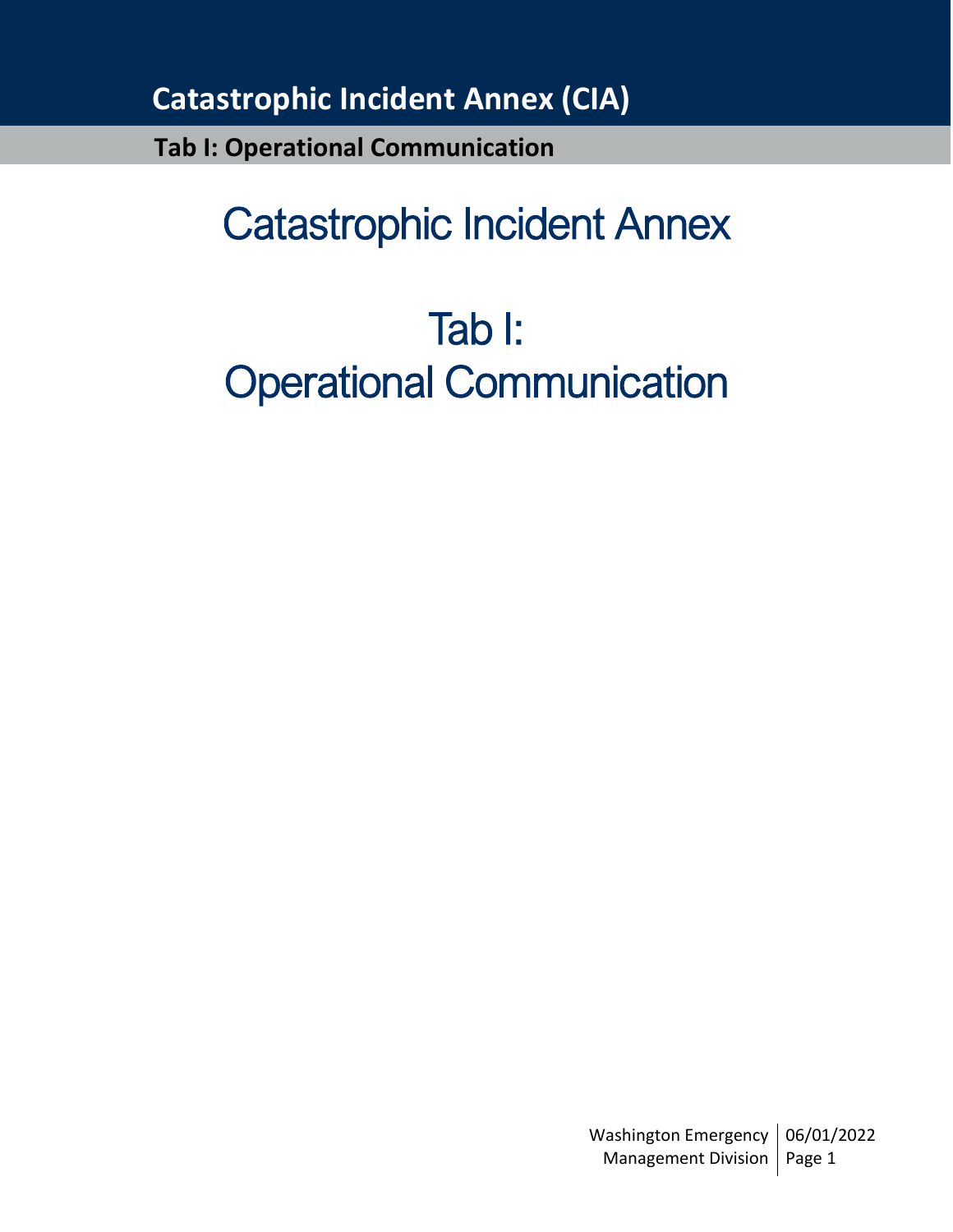# Catastrophic Incident Annex

# Tab I: Operational Communication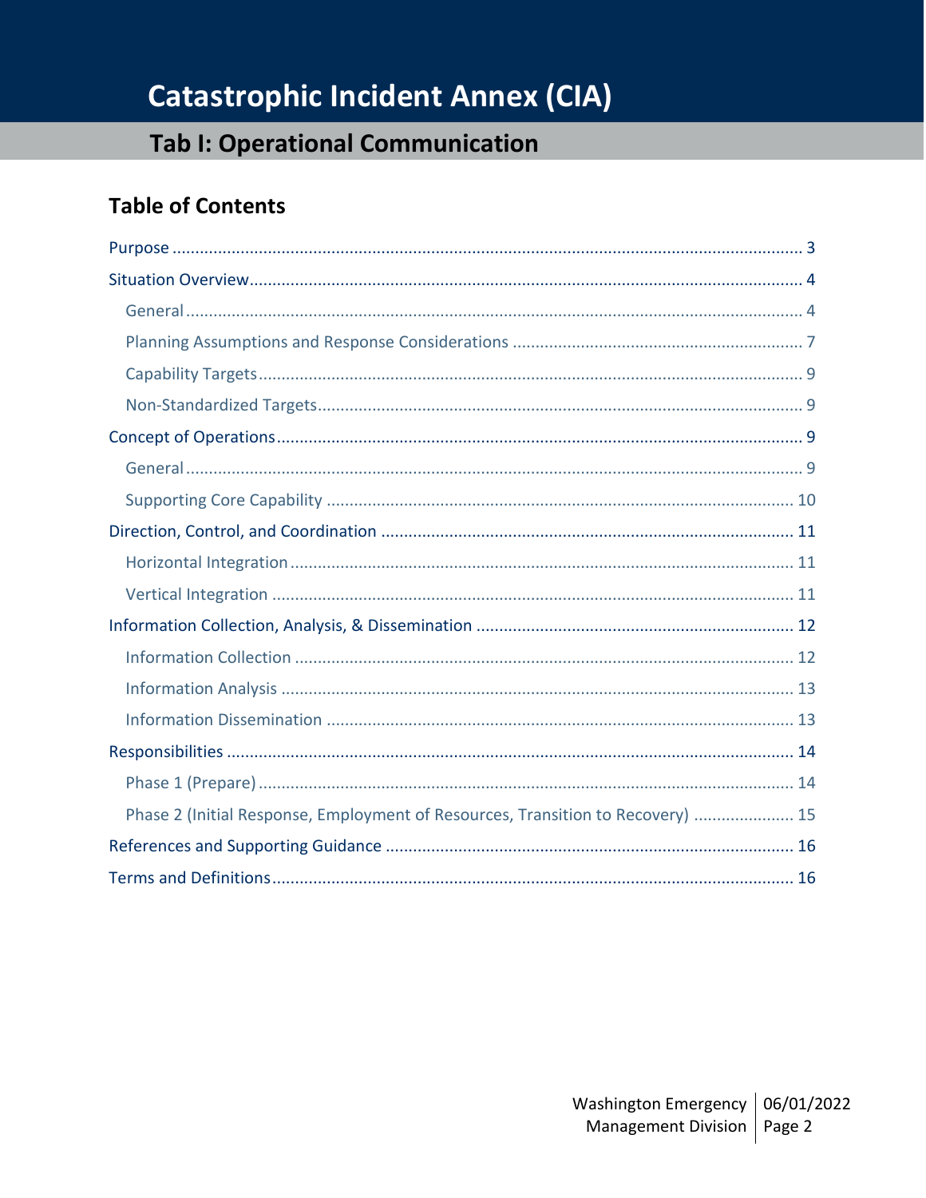# Catastrophic Incident Annex (CIA)

## Tab I: Operational Communication

### Table of Contents

- Purpose ... 3
- Situation Overview ... 4
  - General ... 4
  - Planning Assumptions and Response Considerations ... 7
  - Capability Targets ... 9
  - Non-Standardized Targets ... 9
- Concept of Operations ... 9
  - General ... 9
  - Supporting Core Capability ... 10
- Direction, Control, and Coordination ... 11
  - Horizontal Integration ... 11
  - Vertical Integration ... 11
- Information Collection, Analysis, & Dissemination ... 12
  - Information Collection ... 12
  - Information Analysis ... 13
  - Information Dissemination ... 13
- Responsibilities ... 14
  - Phase 1 (Prepare) ... 14
  - Phase 2 (Initial Response, Employment of Resources, Transition to Recovery) ... 15
- References and Supporting Guidance ... 16
- Terms and Definitions ... 16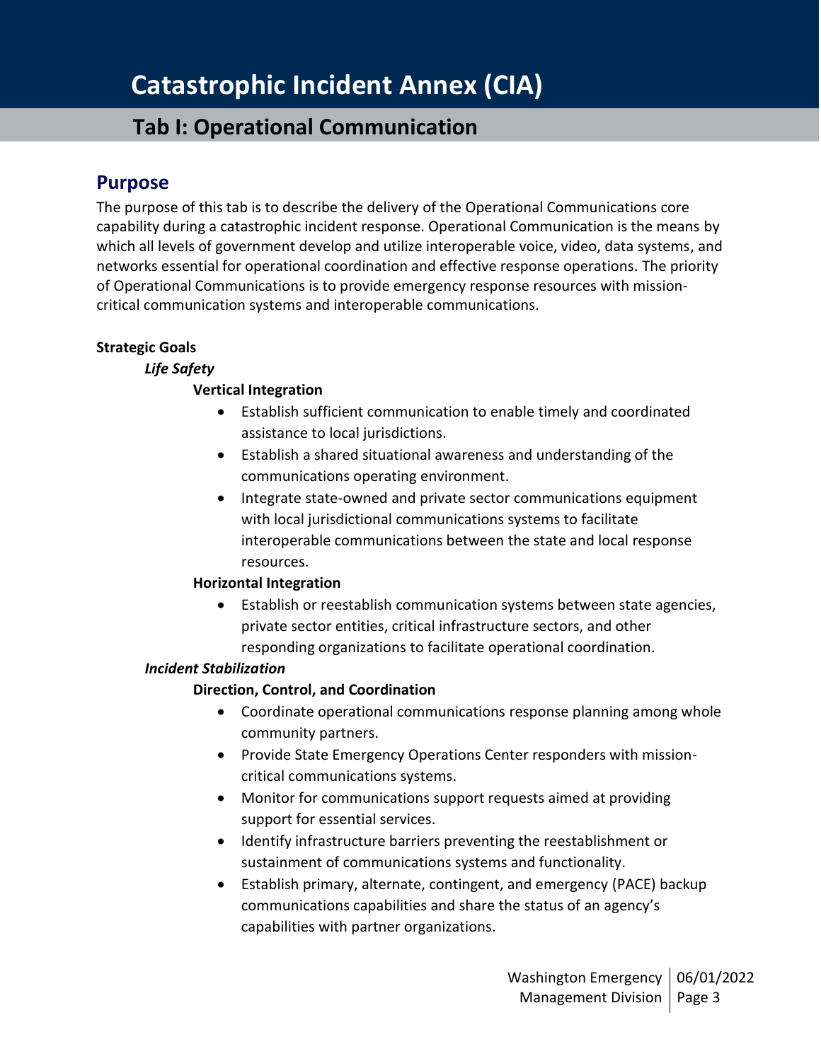# Catastrophic Incident Annex (CIA)

## Tab I: Operational Communication

## Purpose

The purpose of this tab is to describe the delivery of the Operational Communications core capability during a catastrophic incident response. Operational Communication is the means by which all levels of government develop and utilize interoperable voice, video, data systems, and networks essential for operational coordination and effective response operations. The priority of Operational Communications is to provide emergency response resources with mission-critical communication systems and interoperable communications.

**Strategic Goals**

***Life Safety***

**Vertical Integration**

- Establish sufficient communication to enable timely and coordinated assistance to local jurisdictions.
- Establish a shared situational awareness and understanding of the communications operating environment.
- Integrate state-owned and private sector communications equipment with local jurisdictional communications systems to facilitate interoperable communications between the state and local response resources.

**Horizontal Integration**

- Establish or reestablish communication systems between state agencies, private sector entities, critical infrastructure sectors, and other responding organizations to facilitate operational coordination.

***Incident Stabilization***

**Direction, Control, and Coordination**

- Coordinate operational communications response planning among whole community partners.
- Provide State Emergency Operations Center responders with mission-critical communications systems.
- Monitor for communications support requests aimed at providing support for essential services.
- Identify infrastructure barriers preventing the reestablishment or sustainment of communications systems and functionality.
- Establish primary, alternate, contingent, and emergency (PACE) backup communications capabilities and share the status of an agency's capabilities with partner organizations.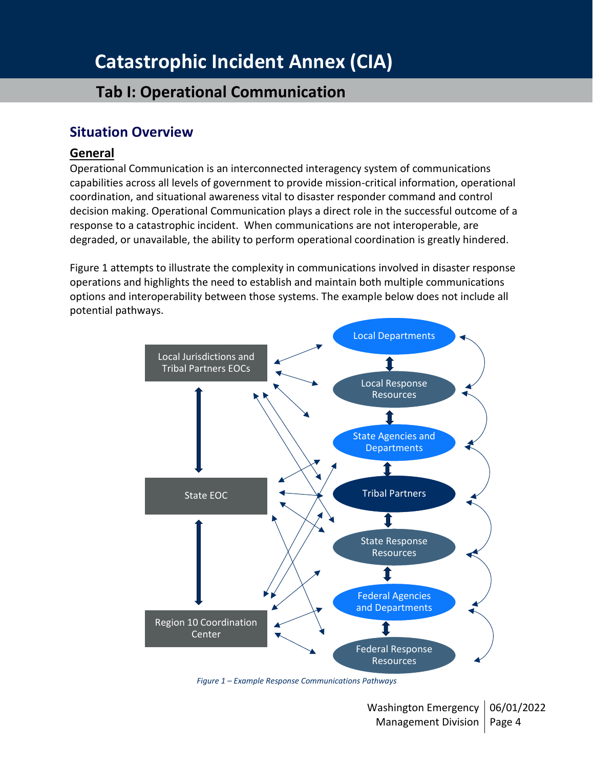# Catastrophic Incident Annex (CIA)

## Tab I: Operational Communication

### Situation Overview

#### General

Operational Communication is an interconnected interagency system of communications capabilities across all levels of government to provide mission-critical information, operational coordination, and situational awareness vital to disaster responder command and control decision making. Operational Communication plays a direct role in the successful outcome of a response to a catastrophic incident. When communications are not interoperable, are degraded, or unavailable, the ability to perform operational coordination is greatly hindered.

Figure 1 attempts to illustrate the complexity in communications involved in disaster response operations and highlights the need to establish and maintain both multiple communications options and interoperability between those systems. The example below does not include all potential pathways.

Local Jurisdictions and Tribal Partners EOCs

State EOC

Region 10 Coordination Center

Local Departments

Local Response Resources

State Agencies and Departments

Tribal Partners

State Response Resources

Federal Agencies and Departments

Federal Response Resources

*Figure 1 – Example Response Communications Pathways*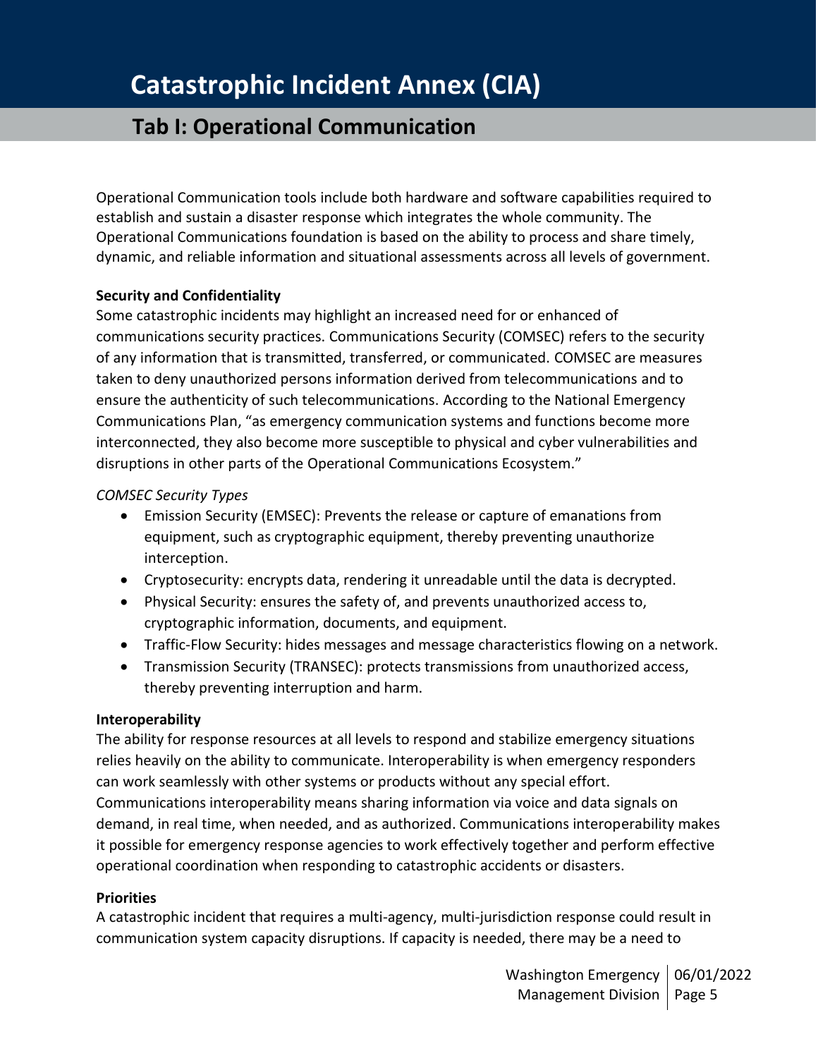# Catastrophic Incident Annex (CIA)

## Tab I: Operational Communication

Operational Communication tools include both hardware and software capabilities required to establish and sustain a disaster response which integrates the whole community. The Operational Communications foundation is based on the ability to process and share timely, dynamic, and reliable information and situational assessments across all levels of government.

**Security and Confidentiality**

Some catastrophic incidents may highlight an increased need for or enhanced of communications security practices. Communications Security (COMSEC) refers to the security of any information that is transmitted, transferred, or communicated. COMSEC are measures taken to deny unauthorized persons information derived from telecommunications and to ensure the authenticity of such telecommunications. According to the National Emergency Communications Plan, "as emergency communication systems and functions become more interconnected, they also become more susceptible to physical and cyber vulnerabilities and disruptions in other parts of the Operational Communications Ecosystem."

*COMSEC Security Types*

- Emission Security (EMSEC): Prevents the release or capture of emanations from equipment, such as cryptographic equipment, thereby preventing unauthorize interception.
- Cryptosecurity: encrypts data, rendering it unreadable until the data is decrypted.
- Physical Security: ensures the safety of, and prevents unauthorized access to, cryptographic information, documents, and equipment.
- Traffic-Flow Security: hides messages and message characteristics flowing on a network.
- Transmission Security (TRANSEC): protects transmissions from unauthorized access, thereby preventing interruption and harm.

**Interoperability**

The ability for response resources at all levels to respond and stabilize emergency situations relies heavily on the ability to communicate. Interoperability is when emergency responders can work seamlessly with other systems or products without any special effort. Communications interoperability means sharing information via voice and data signals on demand, in real time, when needed, and as authorized. Communications interoperability makes it possible for emergency response agencies to work effectively together and perform effective operational coordination when responding to catastrophic accidents or disasters.

**Priorities**

A catastrophic incident that requires a multi-agency, multi-jurisdiction response could result in communication system capacity disruptions. If capacity is needed, there may be a need to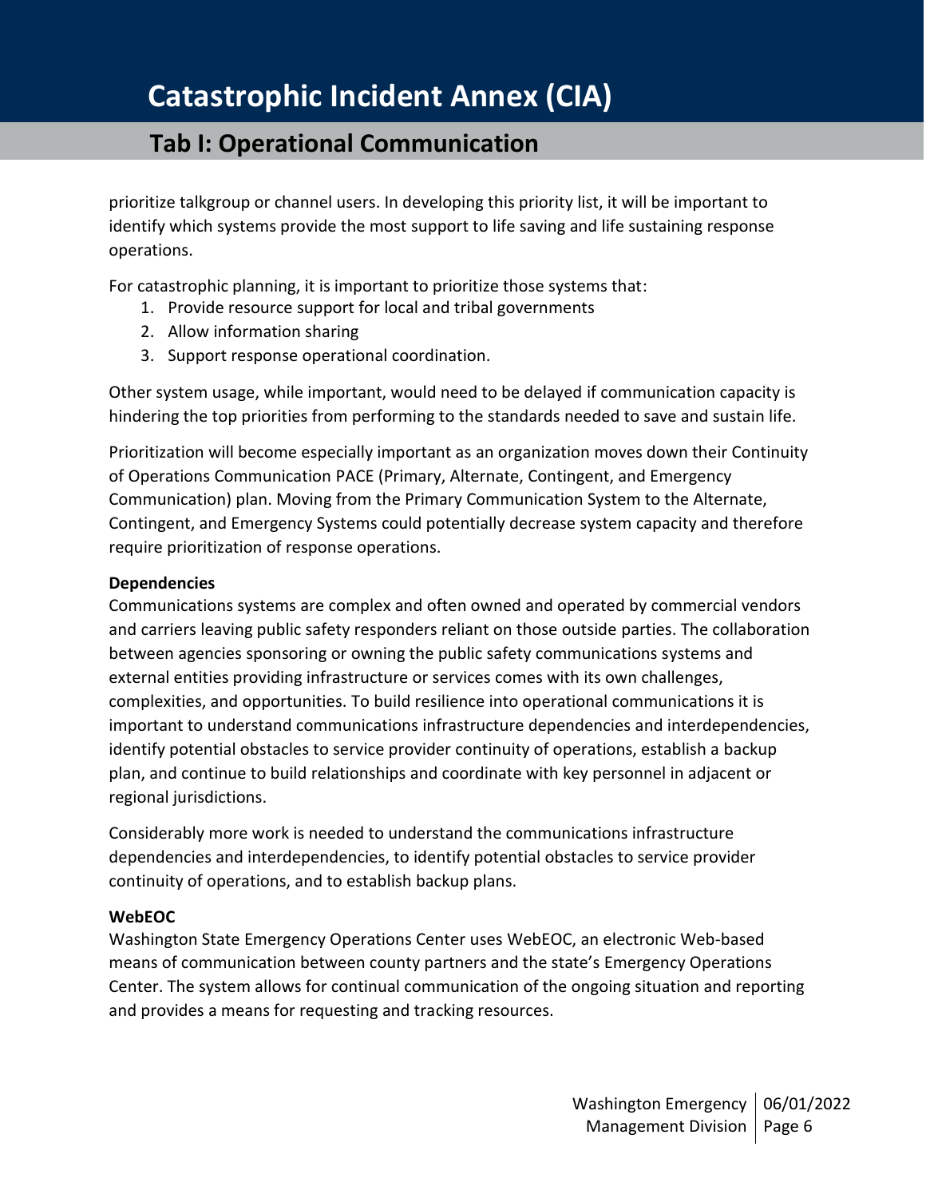prioritize talkgroup or channel users. In developing this priority list, it will be important to identify which systems provide the most support to life saving and life sustaining response operations.

For catastrophic planning, it is important to prioritize those systems that:

1. Provide resource support for local and tribal governments
2. Allow information sharing
3. Support response operational coordination.

Other system usage, while important, would need to be delayed if communication capacity is hindering the top priorities from performing to the standards needed to save and sustain life.

Prioritization will become especially important as an organization moves down their Continuity of Operations Communication PACE (Primary, Alternate, Contingent, and Emergency Communication) plan. Moving from the Primary Communication System to the Alternate, Contingent, and Emergency Systems could potentially decrease system capacity and therefore require prioritization of response operations.

**Dependencies**

Communications systems are complex and often owned and operated by commercial vendors and carriers leaving public safety responders reliant on those outside parties. The collaboration between agencies sponsoring or owning the public safety communications systems and external entities providing infrastructure or services comes with its own challenges, complexities, and opportunities. To build resilience into operational communications it is important to understand communications infrastructure dependencies and interdependencies, identify potential obstacles to service provider continuity of operations, establish a backup plan, and continue to build relationships and coordinate with key personnel in adjacent or regional jurisdictions.

Considerably more work is needed to understand the communications infrastructure dependencies and interdependencies, to identify potential obstacles to service provider continuity of operations, and to establish backup plans.

**WebEOC**

Washington State Emergency Operations Center uses WebEOC, an electronic Web-based means of communication between county partners and the state's Emergency Operations Center. The system allows for continual communication of the ongoing situation and reporting and provides a means for requesting and tracking resources.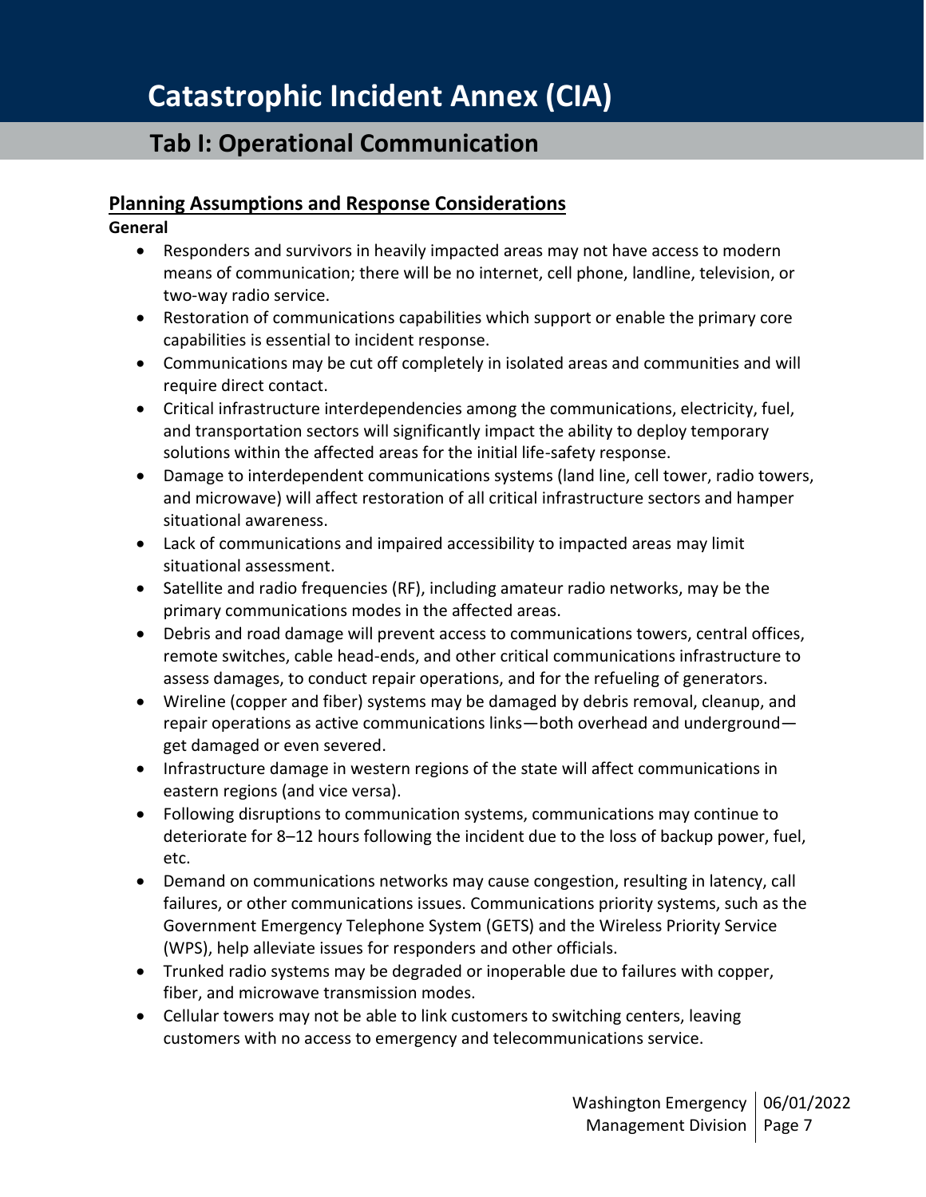# Catastrophic Incident Annex (CIA)

## Tab I: Operational Communication

### Planning Assumptions and Response Considerations

**General**

- Responders and survivors in heavily impacted areas may not have access to modern means of communication; there will be no internet, cell phone, landline, television, or two-way radio service.
- Restoration of communications capabilities which support or enable the primary core capabilities is essential to incident response.
- Communications may be cut off completely in isolated areas and communities and will require direct contact.
- Critical infrastructure interdependencies among the communications, electricity, fuel, and transportation sectors will significantly impact the ability to deploy temporary solutions within the affected areas for the initial life-safety response.
- Damage to interdependent communications systems (land line, cell tower, radio towers, and microwave) will affect restoration of all critical infrastructure sectors and hamper situational awareness.
- Lack of communications and impaired accessibility to impacted areas may limit situational assessment.
- Satellite and radio frequencies (RF), including amateur radio networks, may be the primary communications modes in the affected areas.
- Debris and road damage will prevent access to communications towers, central offices, remote switches, cable head-ends, and other critical communications infrastructure to assess damages, to conduct repair operations, and for the refueling of generators.
- Wireline (copper and fiber) systems may be damaged by debris removal, cleanup, and repair operations as active communications links—both overhead and underground—get damaged or even severed.
- Infrastructure damage in western regions of the state will affect communications in eastern regions (and vice versa).
- Following disruptions to communication systems, communications may continue to deteriorate for 8–12 hours following the incident due to the loss of backup power, fuel, etc.
- Demand on communications networks may cause congestion, resulting in latency, call failures, or other communications issues. Communications priority systems, such as the Government Emergency Telephone System (GETS) and the Wireless Priority Service (WPS), help alleviate issues for responders and other officials.
- Trunked radio systems may be degraded or inoperable due to failures with copper, fiber, and microwave transmission modes.
- Cellular towers may not be able to link customers to switching centers, leaving customers with no access to emergency and telecommunications service.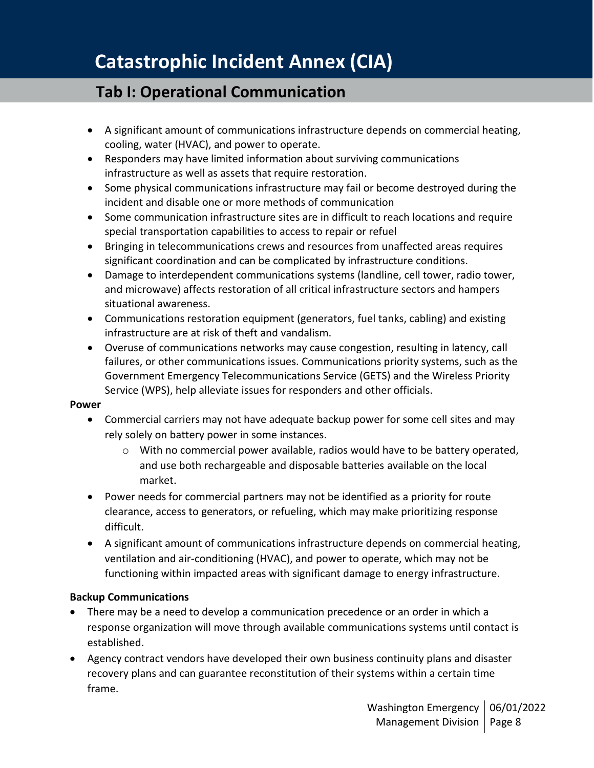# Catastrophic Incident Annex (CIA)

## Tab I: Operational Communication

- A significant amount of communications infrastructure depends on commercial heating, cooling, water (HVAC), and power to operate.
- Responders may have limited information about surviving communications infrastructure as well as assets that require restoration.
- Some physical communications infrastructure may fail or become destroyed during the incident and disable one or more methods of communication
- Some communication infrastructure sites are in difficult to reach locations and require special transportation capabilities to access to repair or refuel
- Bringing in telecommunications crews and resources from unaffected areas requires significant coordination and can be complicated by infrastructure conditions.
- Damage to interdependent communications systems (landline, cell tower, radio tower, and microwave) affects restoration of all critical infrastructure sectors and hampers situational awareness.
- Communications restoration equipment (generators, fuel tanks, cabling) and existing infrastructure are at risk of theft and vandalism.
- Overuse of communications networks may cause congestion, resulting in latency, call failures, or other communications issues. Communications priority systems, such as the Government Emergency Telecommunications Service (GETS) and the Wireless Priority Service (WPS), help alleviate issues for responders and other officials.

**Power**

- Commercial carriers may not have adequate backup power for some cell sites and may rely solely on battery power in some instances.
  - With no commercial power available, radios would have to be battery operated, and use both rechargeable and disposable batteries available on the local market.
- Power needs for commercial partners may not be identified as a priority for route clearance, access to generators, or refueling, which may make prioritizing response difficult.
- A significant amount of communications infrastructure depends on commercial heating, ventilation and air-conditioning (HVAC), and power to operate, which may not be functioning within impacted areas with significant damage to energy infrastructure.

**Backup Communications**

- There may be a need to develop a communication precedence or an order in which a response organization will move through available communications systems until contact is established.
- Agency contract vendors have developed their own business continuity plans and disaster recovery plans and can guarantee reconstitution of their systems within a certain time frame.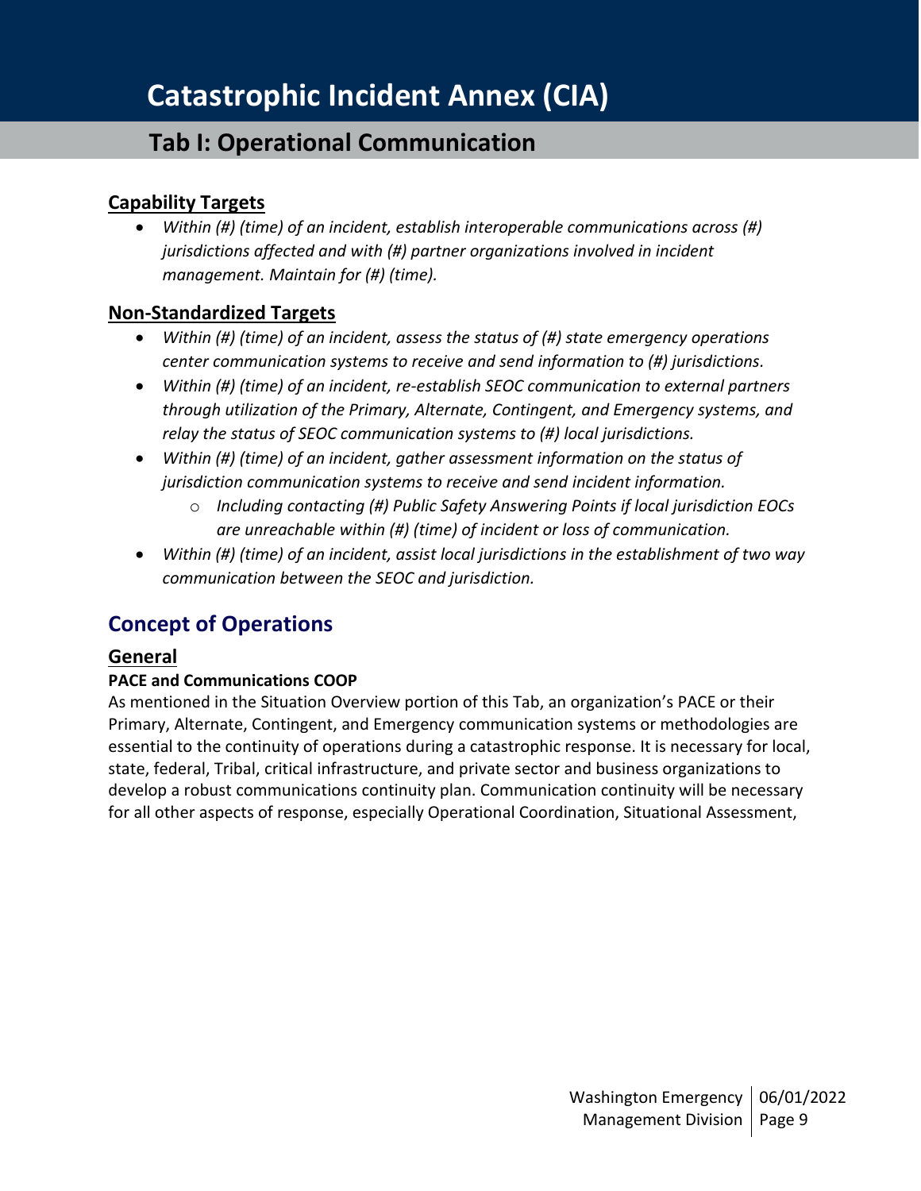# Catastrophic Incident Annex (CIA)

## Tab I: Operational Communication

### Capability Targets

- *Within (#) (time) of an incident, establish interoperable communications across (#) jurisdictions affected and with (#) partner organizations involved in incident management. Maintain for (#) (time).*

### Non-Standardized Targets

- *Within (#) (time) of an incident, assess the status of (#) state emergency operations center communication systems to receive and send information to (#) jurisdictions.*
- *Within (#) (time) of an incident, re-establish SEOC communication to external partners through utilization of the Primary, Alternate, Contingent, and Emergency systems, and relay the status of SEOC communication systems to (#) local jurisdictions.*
- *Within (#) (time) of an incident, gather assessment information on the status of jurisdiction communication systems to receive and send incident information.*
  - *Including contacting (#) Public Safety Answering Points if local jurisdiction EOCs are unreachable within (#) (time) of incident or loss of communication.*
- *Within (#) (time) of an incident, assist local jurisdictions in the establishment of two way communication between the SEOC and jurisdiction.*

## Concept of Operations

### General

**PACE and Communications COOP**

As mentioned in the Situation Overview portion of this Tab, an organization's PACE or their Primary, Alternate, Contingent, and Emergency communication systems or methodologies are essential to the continuity of operations during a catastrophic response. It is necessary for local, state, federal, Tribal, critical infrastructure, and private sector and business organizations to develop a robust communications continuity plan. Communication continuity will be necessary for all other aspects of response, especially Operational Coordination, Situational Assessment,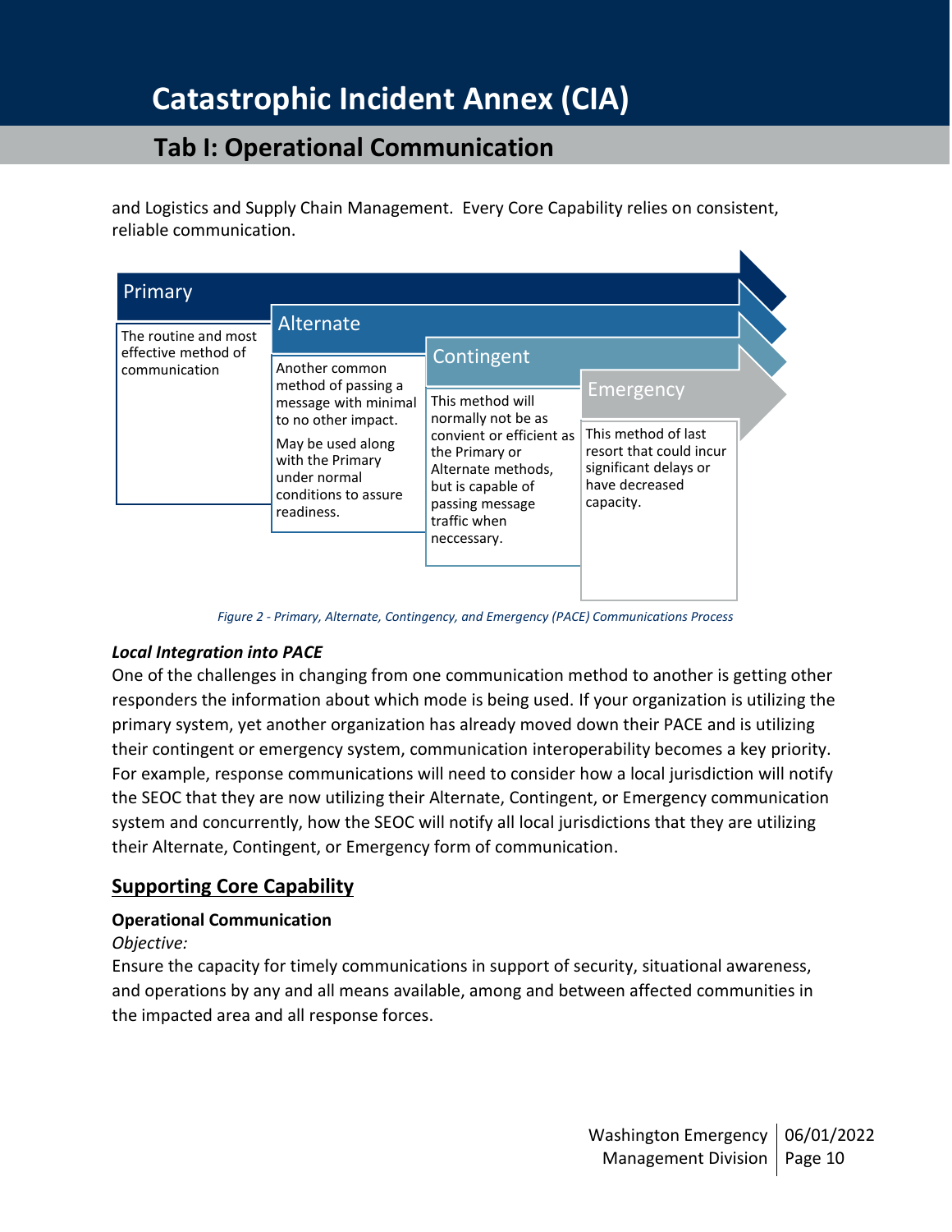and Logistics and Supply Chain Management. Every Core Capability relies on consistent, reliable communication.

| Primary | Alternate | Contingent | Emergency |
| --- | --- | --- | --- |
| The routine and most effective method of communication | Another common method of passing a message with minimal to no other impact. May be used along with the Primary under normal conditions to assure readiness. | This method will normally not be as convient or efficient as the Primary or Alternate methods, but is capable of passing message traffic when neccessary. | This method of last resort that could incur significant delays or have decreased capacity. |

*Figure 2 - Primary, Alternate, Contingency, and Emergency (PACE) Communications Process*

***Local Integration into PACE***

One of the challenges in changing from one communication method to another is getting other responders the information about which mode is being used. If your organization is utilizing the primary system, yet another organization has already moved down their PACE and is utilizing their contingent or emergency system, communication interoperability becomes a key priority. For example, response communications will need to consider how a local jurisdiction will notify the SEOC that they are now utilizing their Alternate, Contingent, or Emergency communication system and concurrently, how the SEOC will notify all local jurisdictions that they are utilizing their Alternate, Contingent, or Emergency form of communication.

## Supporting Core Capability

**Operational Communication**

*Objective:*

Ensure the capacity for timely communications in support of security, situational awareness, and operations by any and all means available, among and between affected communities in the impacted area and all response forces.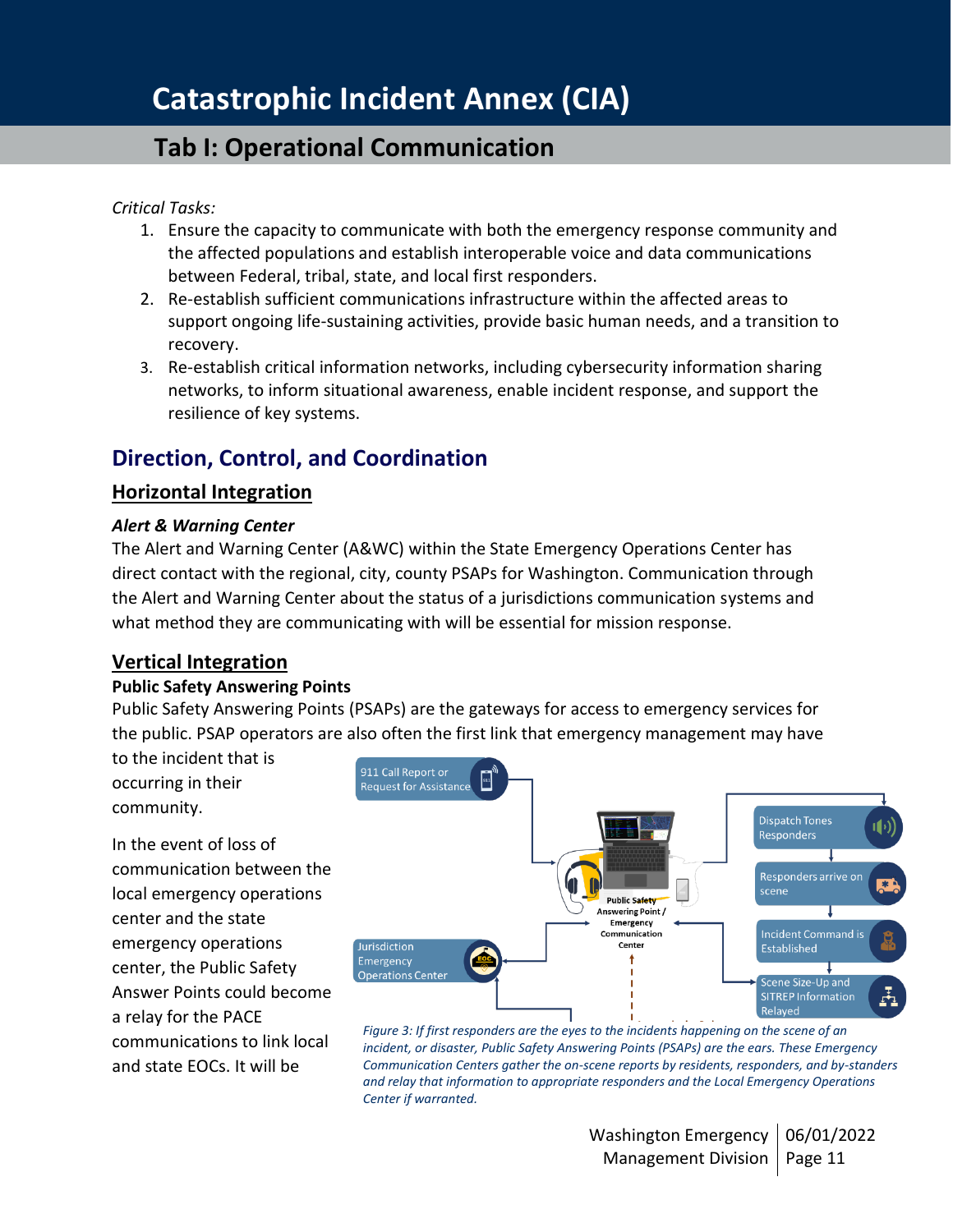# Catastrophic Incident Annex (CIA)

## Tab I: Operational Communication

*Critical Tasks:*

1. Ensure the capacity to communicate with both the emergency response community and the affected populations and establish interoperable voice and data communications between Federal, tribal, state, and local first responders.
2. Re-establish sufficient communications infrastructure within the affected areas to support ongoing life-sustaining activities, provide basic human needs, and a transition to recovery.
3. Re-establish critical information networks, including cybersecurity information sharing networks, to inform situational awareness, enable incident response, and support the resilience of key systems.

## Direction, Control, and Coordination

### Horizontal Integration

#### *Alert & Warning Center*

The Alert and Warning Center (A&WC) within the State Emergency Operations Center has direct contact with the regional, city, county PSAPs for Washington. Communication through the Alert and Warning Center about the status of a jurisdictions communication systems and what method they are communicating with will be essential for mission response.

### Vertical Integration

#### Public Safety Answering Points

Public Safety Answering Points (PSAPs) are the gateways for access to emergency services for the public. PSAP operators are also often the first link that emergency management may have to the incident that is occurring in their community.

In the event of loss of communication between the local emergency operations center and the state emergency operations center, the Public Safety Answer Points could become a relay for the PACE communications to link local and state EOCs. It will be

*Figure 3: If first responders are the eyes to the incidents happening on the scene of an incident, or disaster, Public Safety Answering Points (PSAPs) are the ears. These Emergency Communication Centers gather the on-scene reports by residents, responders, and by-standers and relay that information to appropriate responders and the Local Emergency Operations Center if warranted.*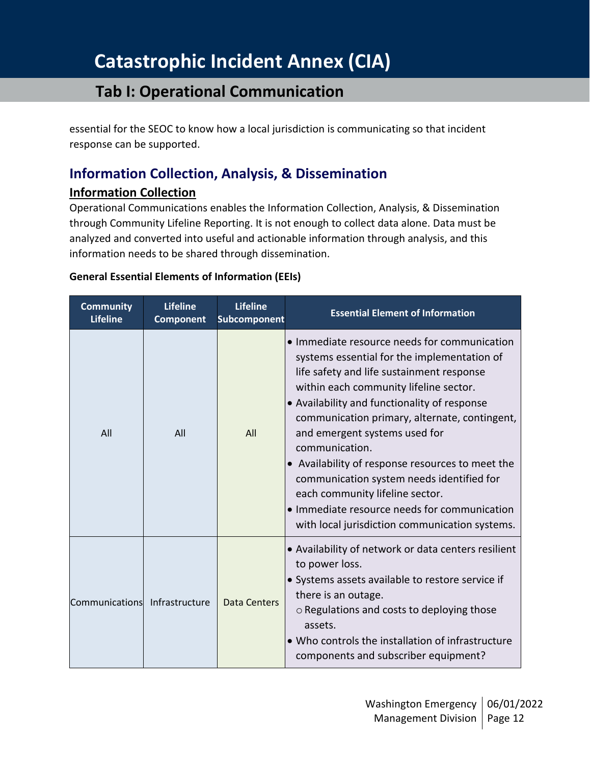essential for the SEOC to know how a local jurisdiction is communicating so that incident response can be supported.

## Information Collection, Analysis, & Dissemination

### Information Collection

Operational Communications enables the Information Collection, Analysis, & Dissemination through Community Lifeline Reporting. It is not enough to collect data alone. Data must be analyzed and converted into useful and actionable information through analysis, and this information needs to be shared through dissemination.

**General Essential Elements of Information (EEIs)**

| Community Lifeline | Lifeline Component | Lifeline Subcomponent | Essential Element of Information |
|---|---|---|---|
| All | All | All | • Immediate resource needs for communication systems essential for the implementation of life safety and life sustainment response within each community lifeline sector.<br>• Availability and functionality of response communication primary, alternate, contingent, and emergent systems used for communication.<br>• Availability of response resources to meet the communication system needs identified for each community lifeline sector.<br>• Immediate resource needs for communication with local jurisdiction communication systems. |
| Communications | Infrastructure | Data Centers | • Availability of network or data centers resilient to power loss.<br>• Systems assets available to restore service if there is an outage.<br>○ Regulations and costs to deploying those assets.<br>• Who controls the installation of infrastructure components and subscriber equipment? |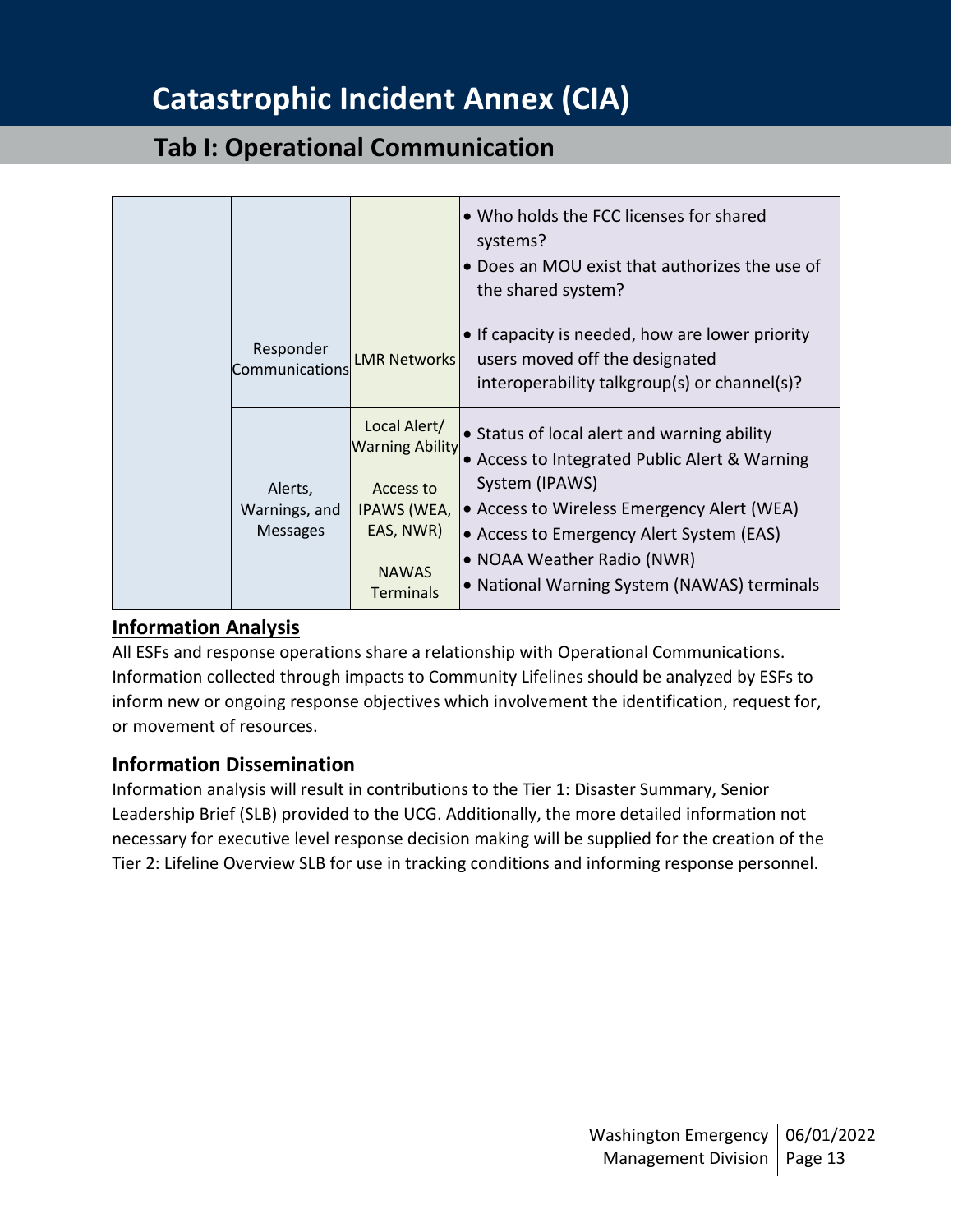# Catastrophic Incident Annex (CIA)

## Tab I: Operational Communication

| | | | |
|---|---|---|---|
| | | | • Who holds the FCC licenses for shared systems?<br>• Does an MOU exist that authorizes the use of the shared system? |
| | Responder Communications | LMR Networks | • If capacity is needed, how are lower priority users moved off the designated interoperability talkgroup(s) or channel(s)? |
| | Alerts, Warnings, and Messages | Local Alert/ Warning Ability<br><br>Access to IPAWS (WEA, EAS, NWR)<br><br>NAWAS Terminals | • Status of local alert and warning ability<br>• Access to Integrated Public Alert & Warning System (IPAWS)<br>• Access to Wireless Emergency Alert (WEA)<br>• Access to Emergency Alert System (EAS)<br>• NOAA Weather Radio (NWR)<br>• National Warning System (NAWAS) terminals |

### Information Analysis

All ESFs and response operations share a relationship with Operational Communications. Information collected through impacts to Community Lifelines should be analyzed by ESFs to inform new or ongoing response objectives which involvement the identification, request for, or movement of resources.

### Information Dissemination

Information analysis will result in contributions to the Tier 1: Disaster Summary, Senior Leadership Brief (SLB) provided to the UCG. Additionally, the more detailed information not necessary for executive level response decision making will be supplied for the creation of the Tier 2: Lifeline Overview SLB for use in tracking conditions and informing response personnel.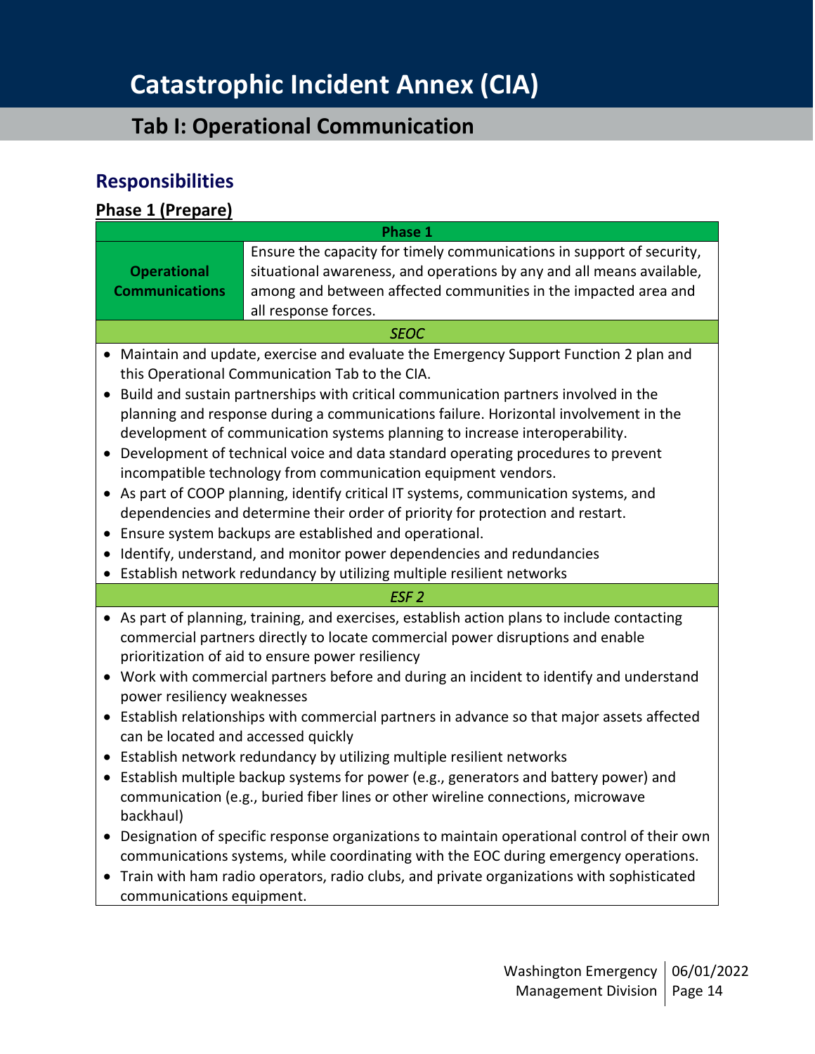# Catastrophic Incident Annex (CIA)

## Tab I: Operational Communication

## Responsibilities

### Phase 1 (Prepare)

| Phase 1 | |
|---|---|
| **Operational Communications** | Ensure the capacity for timely communications in support of security, situational awareness, and operations by any and all means available, among and between affected communities in the impacted area and all response forces. |

*SEOC*

- Maintain and update, exercise and evaluate the Emergency Support Function 2 plan and this Operational Communication Tab to the CIA.
- Build and sustain partnerships with critical communication partners involved in the planning and response during a communications failure. Horizontal involvement in the development of communication systems planning to increase interoperability.
- Development of technical voice and data standard operating procedures to prevent incompatible technology from communication equipment vendors.
- As part of COOP planning, identify critical IT systems, communication systems, and dependencies and determine their order of priority for protection and restart.
- Ensure system backups are established and operational.
- Identify, understand, and monitor power dependencies and redundancies
- Establish network redundancy by utilizing multiple resilient networks

*ESF 2*

- As part of planning, training, and exercises, establish action plans to include contacting commercial partners directly to locate commercial power disruptions and enable prioritization of aid to ensure power resiliency
- Work with commercial partners before and during an incident to identify and understand power resiliency weaknesses
- Establish relationships with commercial partners in advance so that major assets affected can be located and accessed quickly
- Establish network redundancy by utilizing multiple resilient networks
- Establish multiple backup systems for power (e.g., generators and battery power) and communication (e.g., buried fiber lines or other wireline connections, microwave backhaul)
- Designation of specific response organizations to maintain operational control of their own communications systems, while coordinating with the EOC during emergency operations.
- Train with ham radio operators, radio clubs, and private organizations with sophisticated communications equipment.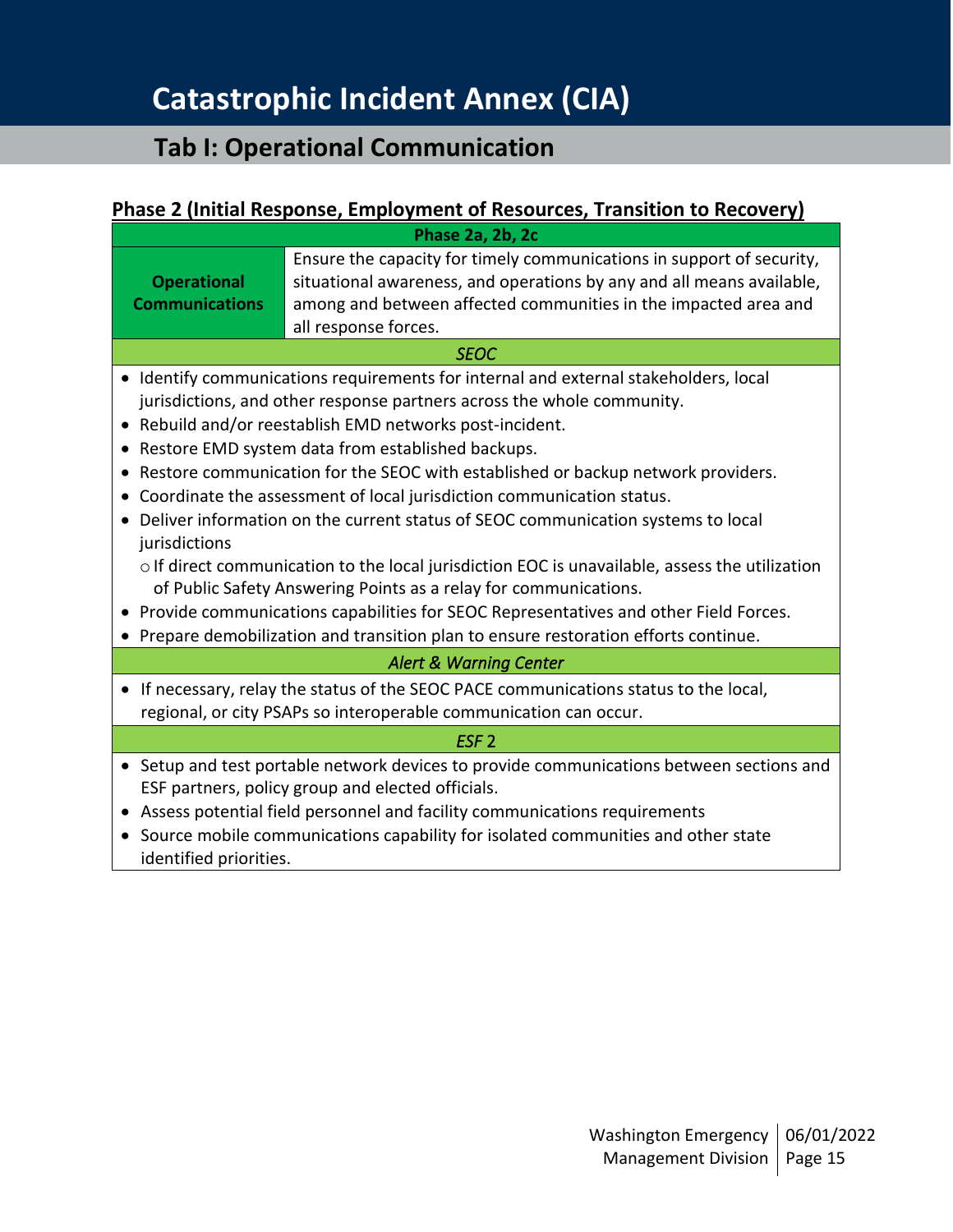# Catastrophic Incident Annex (CIA)

## Tab I: Operational Communication

### Phase 2 (Initial Response, Employment of Resources, Transition to Recovery)

| Phase 2a, 2b, 2c | |
|---|---|
| **Operational Communications** | Ensure the capacity for timely communications in support of security, situational awareness, and operations by any and all means available, among and between affected communities in the impacted area and all response forces. |

*SEOC*

- Identify communications requirements for internal and external stakeholders, local jurisdictions, and other response partners across the whole community.
- Rebuild and/or reestablish EMD networks post-incident.
- Restore EMD system data from established backups.
- Restore communication for the SEOC with established or backup network providers.
- Coordinate the assessment of local jurisdiction communication status.
- Deliver information on the current status of SEOC communication systems to local jurisdictions
  - If direct communication to the local jurisdiction EOC is unavailable, assess the utilization of Public Safety Answering Points as a relay for communications.
- Provide communications capabilities for SEOC Representatives and other Field Forces.
- Prepare demobilization and transition plan to ensure restoration efforts continue.

*Alert & Warning Center*

- If necessary, relay the status of the SEOC PACE communications status to the local, regional, or city PSAPs so interoperable communication can occur.

*ESF* 2

- Setup and test portable network devices to provide communications between sections and ESF partners, policy group and elected officials.
- Assess potential field personnel and facility communications requirements
- Source mobile communications capability for isolated communities and other state identified priorities.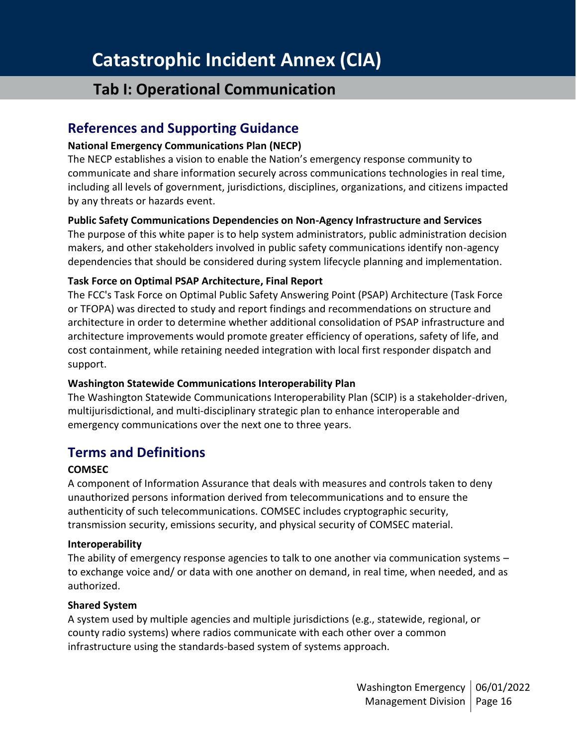# Catastrophic Incident Annex (CIA)

## Tab I: Operational Communication

## References and Supporting Guidance

**National Emergency Communications Plan (NECP)**

The NECP establishes a vision to enable the Nation's emergency response community to communicate and share information securely across communications technologies in real time, including all levels of government, jurisdictions, disciplines, organizations, and citizens impacted by any threats or hazards event.

**Public Safety Communications Dependencies on Non-Agency Infrastructure and Services**

The purpose of this white paper is to help system administrators, public administration decision makers, and other stakeholders involved in public safety communications identify non-agency dependencies that should be considered during system lifecycle planning and implementation.

**Task Force on Optimal PSAP Architecture, Final Report**

The FCC's Task Force on Optimal Public Safety Answering Point (PSAP) Architecture (Task Force or TFOPA) was directed to study and report findings and recommendations on structure and architecture in order to determine whether additional consolidation of PSAP infrastructure and architecture improvements would promote greater efficiency of operations, safety of life, and cost containment, while retaining needed integration with local first responder dispatch and support.

**Washington Statewide Communications Interoperability Plan**

The Washington Statewide Communications Interoperability Plan (SCIP) is a stakeholder-driven, multijurisdictional, and multi-disciplinary strategic plan to enhance interoperable and emergency communications over the next one to three years.

## Terms and Definitions

**COMSEC**

A component of Information Assurance that deals with measures and controls taken to deny unauthorized persons information derived from telecommunications and to ensure the authenticity of such telecommunications. COMSEC includes cryptographic security, transmission security, emissions security, and physical security of COMSEC material.

**Interoperability**

The ability of emergency response agencies to talk to one another via communication systems – to exchange voice and/ or data with one another on demand, in real time, when needed, and as authorized.

**Shared System**

A system used by multiple agencies and multiple jurisdictions (e.g., statewide, regional, or county radio systems) where radios communicate with each other over a common infrastructure using the standards-based system of systems approach.